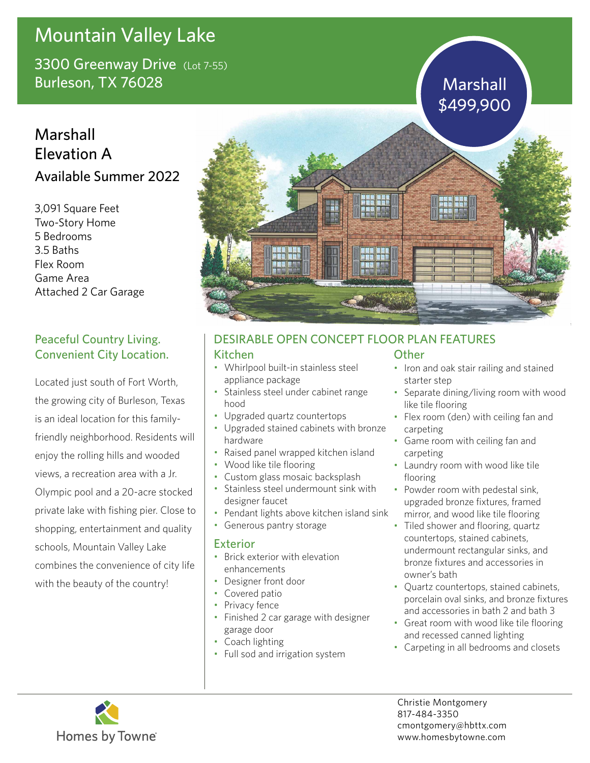# Mountain Valley Lake

3300 Greenway Drive (Lot 7-55)
Burleson, TX 76028

Marshall
$499,900

## Marshall
## Elevation A
### Available Summer 2022

3,091 Square Feet
Two-Story Home
5 Bedrooms
3.5 Baths
Flex Room
Game Area
Attached 2 Car Garage

### Peaceful Country Living. Convenient City Location.

Located just south of Fort Worth, the growing city of Burleson, Texas is an ideal location for this family-friendly neighborhood. Residents will enjoy the rolling hills and wooded views, a recreation area with a Jr. Olympic pool and a 20-acre stocked private lake with fishing pier. Close to shopping, entertainment and quality schools, Mountain Valley Lake combines the convenience of city life with the beauty of the country!

## DESIRABLE OPEN CONCEPT FLOOR PLAN FEATURES

### Kitchen

- Whirlpool built-in stainless steel appliance package
- Stainless steel under cabinet range hood
- Upgraded quartz countertops
- Upgraded stained cabinets with bronze hardware
- Raised panel wrapped kitchen island
- Wood like tile flooring
- Custom glass mosaic backsplash
- Stainless steel undermount sink with designer faucet
- Pendant lights above kitchen island sink
- Generous pantry storage

### Exterior

- Brick exterior with elevation enhancements
- Designer front door
- Covered patio
- Privacy fence
- Finished 2 car garage with designer garage door
- Coach lighting
- Full sod and irrigation system

### Other

- Iron and oak stair railing and stained starter step
- Separate dining/living room with wood like tile flooring
- Flex room (den) with ceiling fan and carpeting
- Game room with ceiling fan and carpeting
- Laundry room with wood like tile flooring
- Powder room with pedestal sink, upgraded bronze fixtures, framed mirror, and wood like tile flooring
- Tiled shower and flooring, quartz countertops, stained cabinets, undermount rectangular sinks, and bronze fixtures and accessories in owner's bath
- Quartz countertops, stained cabinets, porcelain oval sinks, and bronze fixtures and accessories in bath 2 and bath 3
- Great room with wood like tile flooring and recessed canned lighting
- Carpeting in all bedrooms and closets

Homes by Towne

Christie Montgomery
817-484-3350
cmontgomery@hbttx.com
www.homesbytowne.com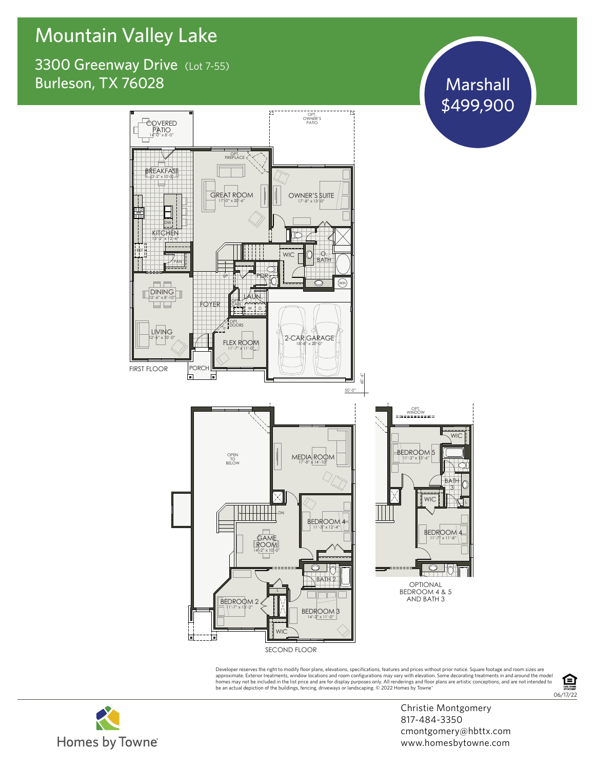# Mountain Valley Lake

## 3300 Greenway Drive (Lot 7-55)
## Burleson, TX 76028

**Marshall**
**$499,900**

COVERED PATIO
14'-0" x 8'-0"

OPT. OWNER'S PATIO

OPT. FIREPLACE

BREAKFAST
13'-2" x 10'-0"

GREAT ROOM
17'-0" x 20'-6"

OWNER'S SUITE
17'-8" x 13'-0"

KITCHEN
13'-2" x 12'-6"

DW

REF

PAN

UP

WIC

O. BATH

PDR

WH

DINING
12'-6" x 8'-10"

LAUN.

OPT. CABS

W D

FOYER

OPT. DOORS

2-CAR GARAGE
18'-6" x 20'-0"

LIVING
12'-6" x 10'-0"

FLEX ROOM
11'-7" x 11'-0"

PORCH

FIRST FLOOR

50'-0"

60'-6"

OPEN TO BELOW

MEDIA ROOM
17'-8" x 14'-10"

DN

BEDROOM 4
11'-3" x 12'-4"

GAME ROOM
14'-2" x 10'-0"

BATH 2

BEDROOM 2
11'-7" x 13'-2"

L

BEDROOM 3
14'-2" x 11'-0"

WIC

SECOND FLOOR

OPT. WINDOW

WIC

BEDROOM 5
11'-2" x 13'-6"

BATH 3

WIC

BEDROOM 4
11'-7" x 11'-8"

OPTIONAL BEDROOM 4 & 5 AND BATH 3

Developer reserves the right to modify floor plans, elevations, specifications, features and prices without prior notice. Square footage and room sizes are approximate. Exterior treatments, window locations and room configurations may vary with elevation. Some decorating treatments in and around the model homes may not be included in the list price and are for display purposes only. All renderings and floor plans are artistic conceptions, and are not intended to be an actual depiction of the buildings, fencing, driveways or landscaping. © 2022 Homes by Towne®

06/17/22

Homes by Towne®

Christie Montgomery
817-484-3350
cmontgomery@hbttx.com
www.homesbytowne.com